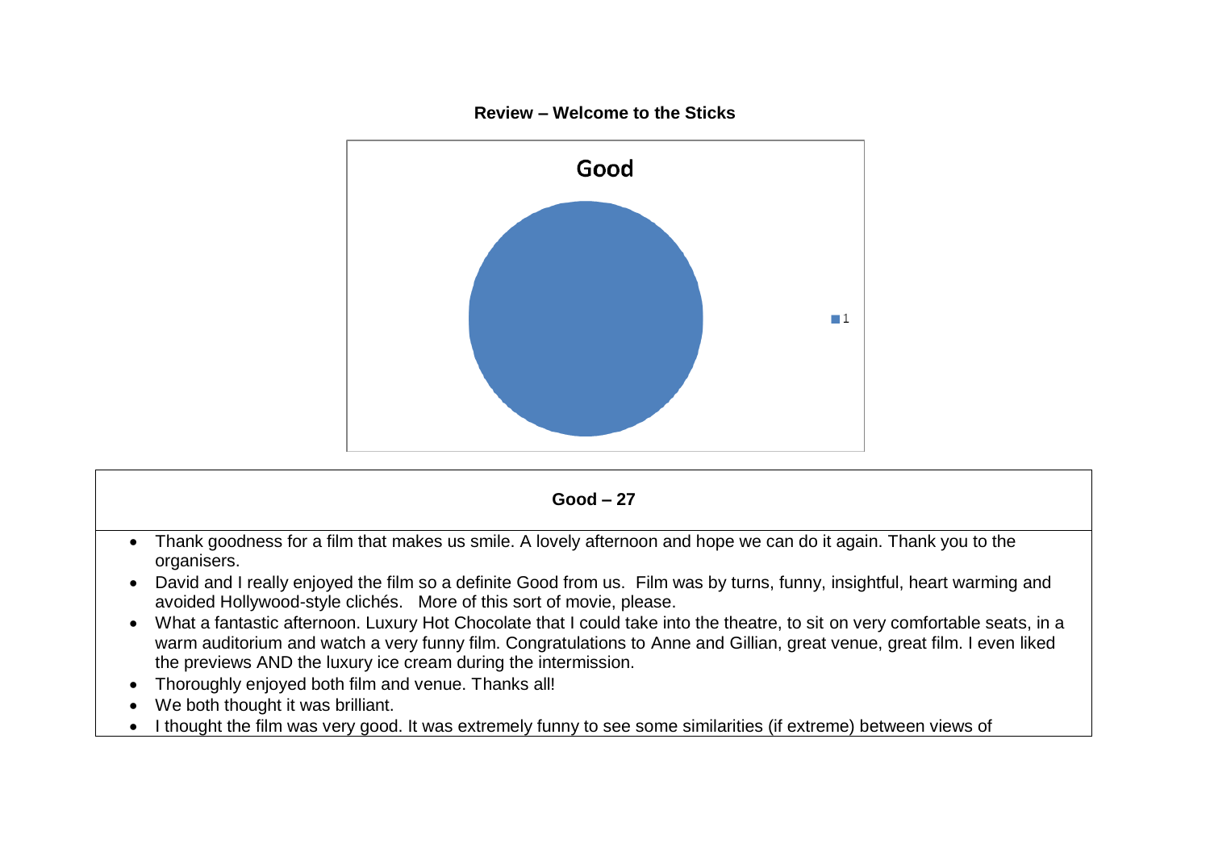**Review – Welcome to the Sticks**

**Good**

1

**Good – 27**

- Thank goodness for a film that makes us smile. A lovely afternoon and hope we can do it again. Thank you to the organisers.
- David and I really enjoyed the film so a definite Good from us.  Film was by turns, funny, insightful, heart warming and avoided Hollywood-style clichés.   More of this sort of movie, please.
- What a fantastic afternoon. Luxury Hot Chocolate that I could take into the theatre, to sit on very comfortable seats, in a warm auditorium and watch a very funny film. Congratulations to Anne and Gillian, great venue, great film. I even liked the previews AND the luxury ice cream during the intermission.
- Thoroughly enjoyed both film and venue. Thanks all!
- We both thought it was brilliant.
- I thought the film was very good. It was extremely funny to see some similarities (if extreme) between views of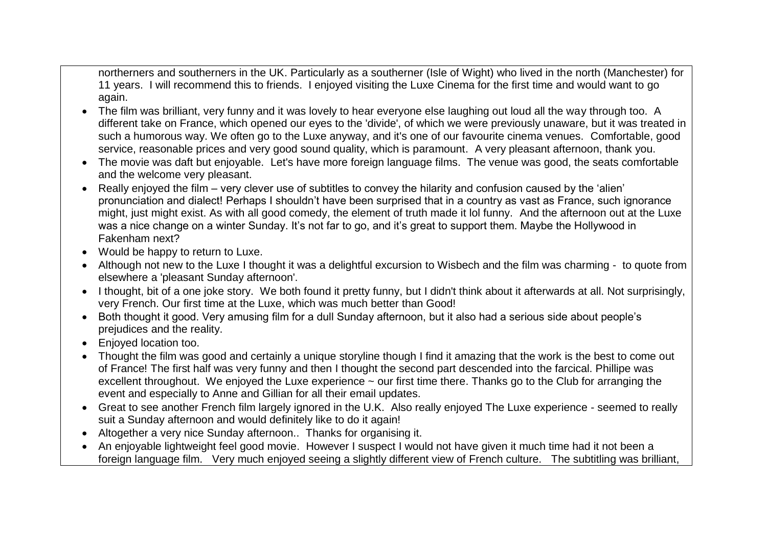northerners and southerners in the UK. Particularly as a southerner (Isle of Wight) who lived in the north (Manchester) for 11 years. I will recommend this to friends. I enjoyed visiting the Luxe Cinema for the first time and would want to go again.

- The film was brilliant, very funny and it was lovely to hear everyone else laughing out loud all the way through too. A different take on France, which opened our eyes to the 'divide', of which we were previously unaware, but it was treated in such a humorous way. We often go to the Luxe anyway, and it's one of our favourite cinema venues. Comfortable, good service, reasonable prices and very good sound quality, which is paramount. A very pleasant afternoon, thank you.
- The movie was daft but enjoyable. Let's have more foreign language films. The venue was good, the seats comfortable and the welcome very pleasant.
- Really enjoyed the film – very clever use of subtitles to convey the hilarity and confusion caused by the 'alien' pronunciation and dialect! Perhaps I shouldn't have been surprised that in a country as vast as France, such ignorance might, just might exist. As with all good comedy, the element of truth made it lol funny. And the afternoon out at the Luxe was a nice change on a winter Sunday. It's not far to go, and it's great to support them. Maybe the Hollywood in Fakenham next?
- Would be happy to return to Luxe.
- Although not new to the Luxe I thought it was a delightful excursion to Wisbech and the film was charming - to quote from elsewhere a 'pleasant Sunday afternoon'.
- I thought, bit of a one joke story. We both found it pretty funny, but I didn't think about it afterwards at all. Not surprisingly, very French. Our first time at the Luxe, which was much better than Good!
- Both thought it good. Very amusing film for a dull Sunday afternoon, but it also had a serious side about people's prejudices and the reality.
- Enjoyed location too.
- Thought the film was good and certainly a unique storyline though I find it amazing that the work is the best to come out of France! The first half was very funny and then I thought the second part descended into the farcical. Phillipe was excellent throughout. We enjoyed the Luxe experience ~ our first time there. Thanks go to the Club for arranging the event and especially to Anne and Gillian for all their email updates.
- Great to see another French film largely ignored in the U.K. Also really enjoyed The Luxe experience - seemed to really suit a Sunday afternoon and would definitely like to do it again!
- Altogether a very nice Sunday afternoon.. Thanks for organising it.
- An enjoyable lightweight feel good movie. However I suspect I would not have given it much time had it not been a foreign language film. Very much enjoyed seeing a slightly different view of French culture. The subtitling was brilliant,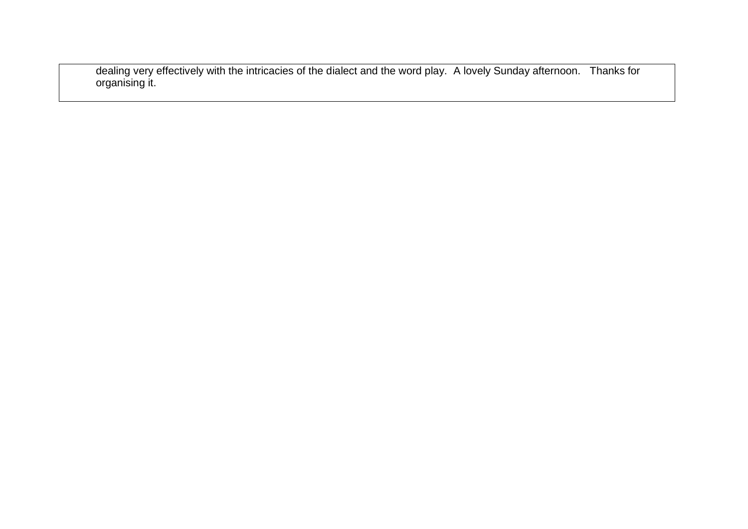dealing very effectively with the intricacies of the dialect and the word play. A lovely Sunday afternoon. Thanks for organising it.